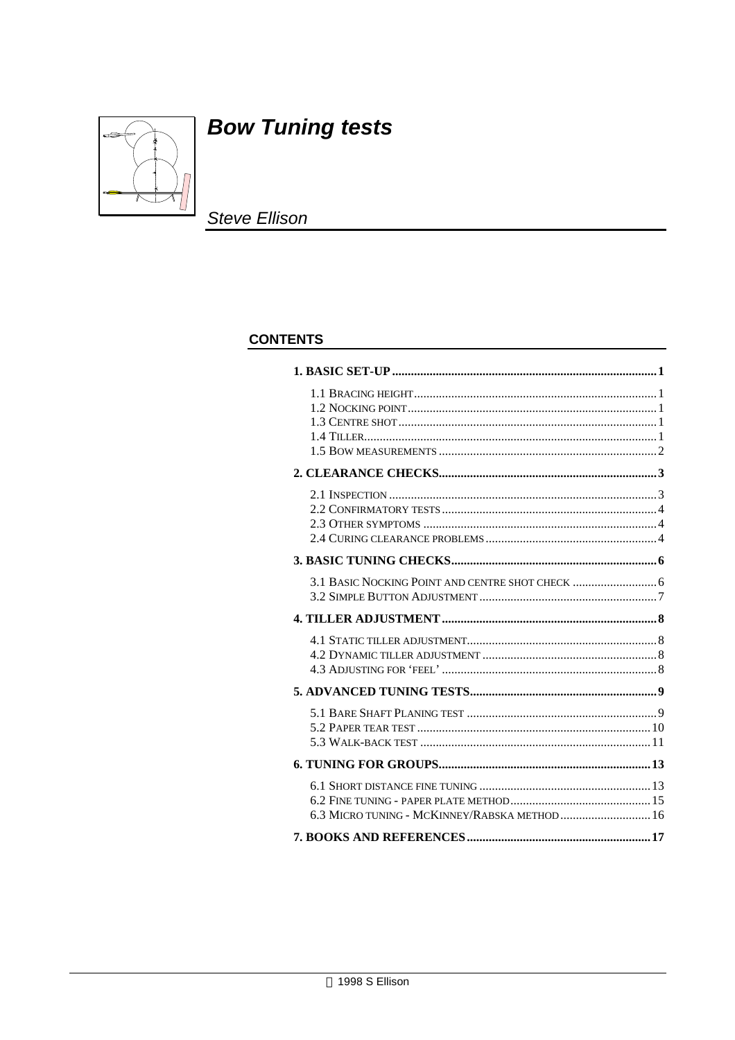# *Bow Tuning tests*

*Steve Ellison*

## CONTENTS

**1. BASIC SET-UP** .......... **1**

- 1.1 Bracing height .......... 1
- 1.2 Nocking point .......... 1
- 1.3 Centre shot .......... 1
- 1.4 Tiller .......... 1
- 1.5 Bow measurements .......... 2

**2. CLEARANCE CHECKS** .......... **3**

- 2.1 Inspection .......... 3
- 2.2 Confirmatory tests .......... 4
- 2.3 Other symptoms .......... 4
- 2.4 Curing clearance problems .......... 4

**3. BASIC TUNING CHECKS** .......... **6**

- 3.1 Basic Nocking point and centre shot check .......... 6
- 3.2 Simple Button Adjustment .......... 7

**4. TILLER ADJUSTMENT** .......... **8**

- 4.1 Static tiller adjustment .......... 8
- 4.2 Dynamic tiller adjustment .......... 8
- 4.3 Adjusting for 'feel' .......... 8

**5. ADVANCED TUNING TESTS** .......... **9**

- 5.1 Bare Shaft Planing test .......... 9
- 5.2 Paper tear test .......... 10
- 5.3 Walk-back test .......... 11

**6. TUNING FOR GROUPS** .......... **13**

- 6.1 Short distance fine tuning .......... 13
- 6.2 Fine tuning - paper plate method .......... 15
- 6.3 Micro tuning - McKinney/Rabska method .......... 16

**7. BOOKS AND REFERENCES** .......... **17**

© 1998 S Ellison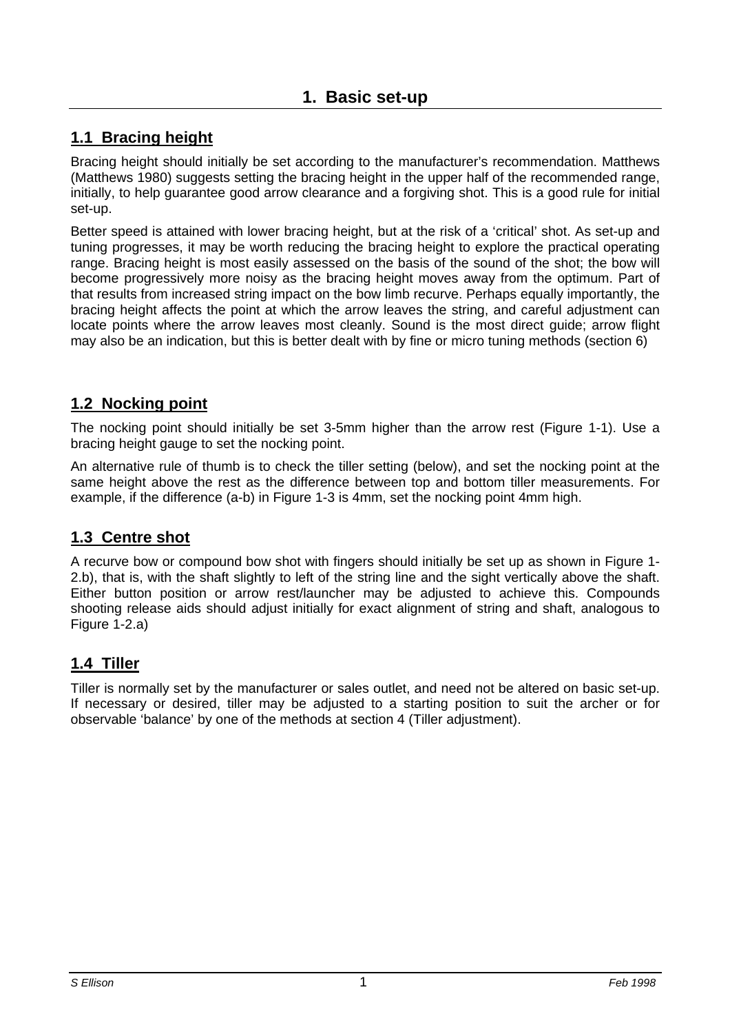# 1. Basic set-up

## 1.1 Bracing height

Bracing height should initially be set according to the manufacturer's recommendation. Matthews (Matthews 1980) suggests setting the bracing height in the upper half of the recommended range, initially, to help guarantee good arrow clearance and a forgiving shot. This is a good rule for initial set-up.

Better speed is attained with lower bracing height, but at the risk of a 'critical' shot. As set-up and tuning progresses, it may be worth reducing the bracing height to explore the practical operating range. Bracing height is most easily assessed on the basis of the sound of the shot; the bow will become progressively more noisy as the bracing height moves away from the optimum. Part of that results from increased string impact on the bow limb recurve. Perhaps equally importantly, the bracing height affects the point at which the arrow leaves the string, and careful adjustment can locate points where the arrow leaves most cleanly. Sound is the most direct guide; arrow flight may also be an indication, but this is better dealt with by fine or micro tuning methods (section 6)

## 1.2 Nocking point

The nocking point should initially be set 3-5mm higher than the arrow rest (Figure 1-1). Use a bracing height gauge to set the nocking point.

An alternative rule of thumb is to check the tiller setting (below), and set the nocking point at the same height above the rest as the difference between top and bottom tiller measurements. For example, if the difference (a-b) in Figure 1-3 is 4mm, set the nocking point 4mm high.

## 1.3 Centre shot

A recurve bow or compound bow shot with fingers should initially be set up as shown in Figure 1-2.b), that is, with the shaft slightly to left of the string line and the sight vertically above the shaft. Either button position or arrow rest/launcher may be adjusted to achieve this. Compounds shooting release aids should adjust initially for exact alignment of string and shaft, analogous to Figure 1-2.a)

## 1.4 Tiller

Tiller is normally set by the manufacturer or sales outlet, and need not be altered on basic set-up. If necessary or desired, tiller may be adjusted to a starting position to suit the archer or for observable 'balance' by one of the methods at section 4 (Tiller adjustment).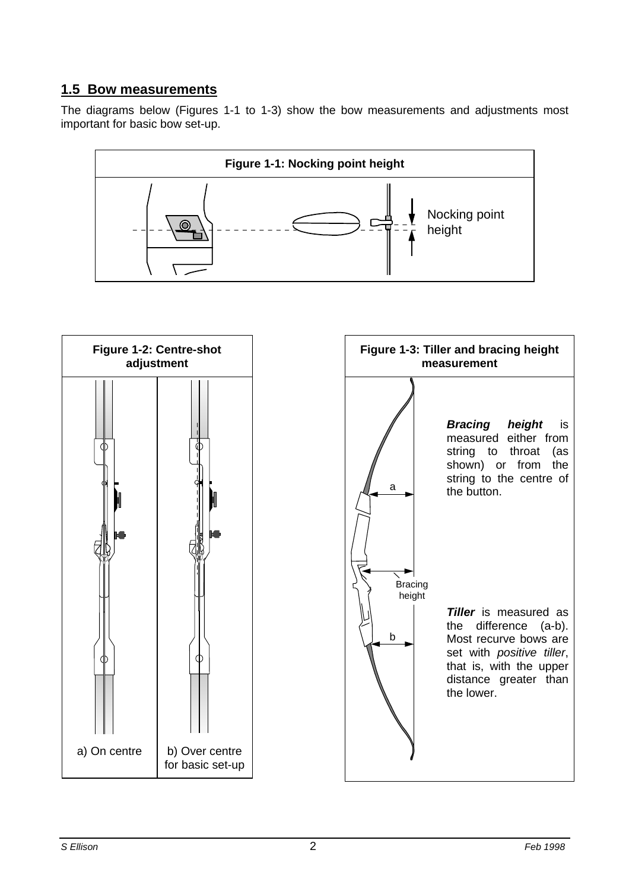## 1.5 Bow measurements

The diagrams below (Figures 1-1 to 1-3) show the bow measurements and adjustments most important for basic bow set-up.

**Figure 1-1: Nocking point height**

Nocking point height

**Figure 1-2: Centre-shot adjustment**

a) On centre

b) Over centre for basic set-up

**Figure 1-3: Tiller and bracing height measurement**

a

Bracing height

b

***Bracing height*** is measured either from string to throat (as shown) or from the string to the centre of the button.

***Tiller*** is measured as the difference (a-b). Most recurve bows are set with *positive tiller*, that is, with the upper distance greater than the lower.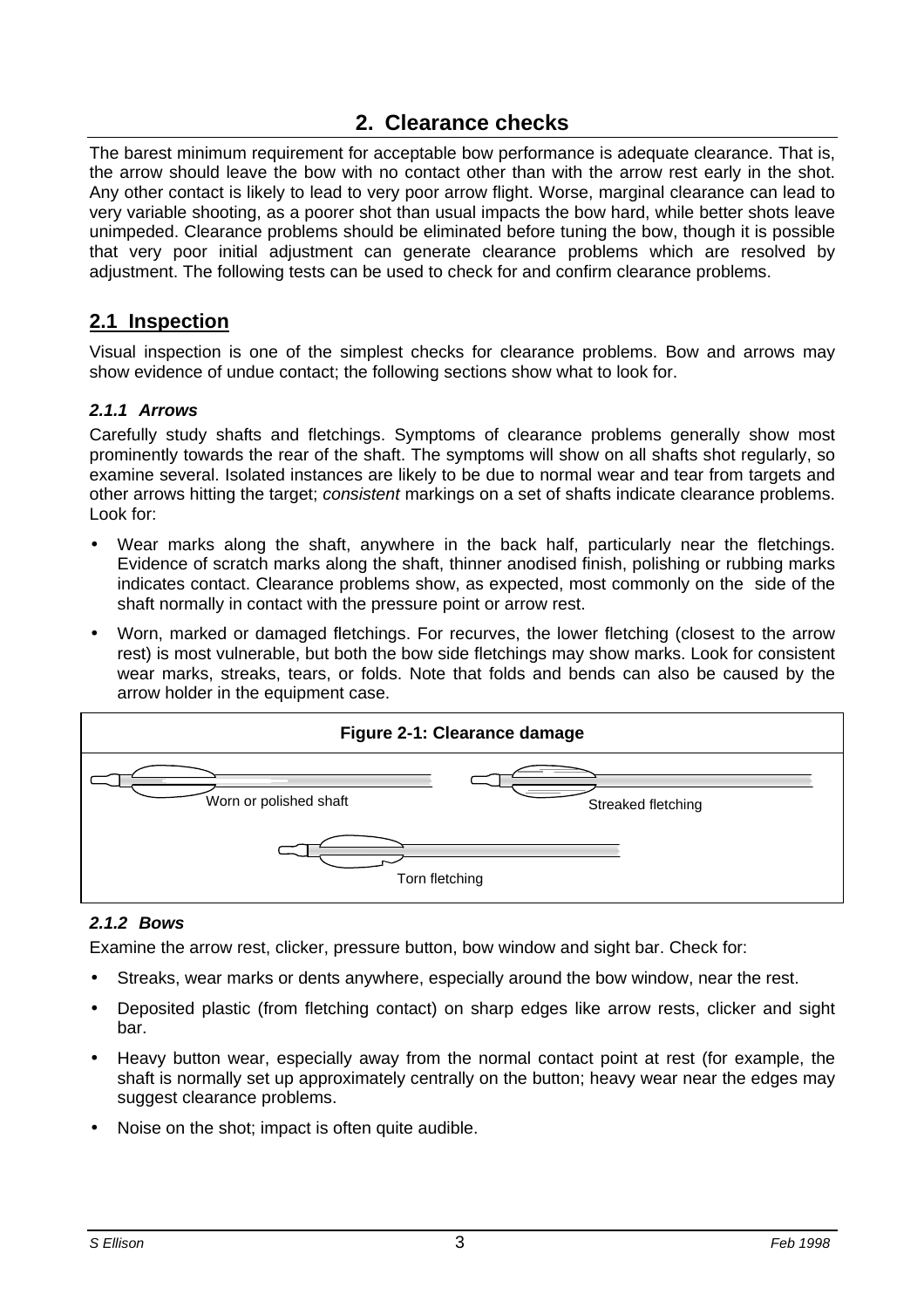## 2. Clearance checks

The barest minimum requirement for acceptable bow performance is adequate clearance. That is, the arrow should leave the bow with no contact other than with the arrow rest early in the shot. Any other contact is likely to lead to very poor arrow flight. Worse, marginal clearance can lead to very variable shooting, as a poorer shot than usual impacts the bow hard, while better shots leave unimpeded. Clearance problems should be eliminated before tuning the bow, though it is possible that very poor initial adjustment can generate clearance problems which are resolved by adjustment. The following tests can be used to check for and confirm clearance problems.

### 2.1 Inspection

Visual inspection is one of the simplest checks for clearance problems. Bow and arrows may show evidence of undue contact; the following sections show what to look for.

#### *2.1.1 Arrows*

Carefully study shafts and fletchings. Symptoms of clearance problems generally show most prominently towards the rear of the shaft. The symptoms will show on all shafts shot regularly, so examine several. Isolated instances are likely to be due to normal wear and tear from targets and other arrows hitting the target; *consistent* markings on a set of shafts indicate clearance problems. Look for:

- Wear marks along the shaft, anywhere in the back half, particularly near the fletchings. Evidence of scratch marks along the shaft, thinner anodised finish, polishing or rubbing marks indicates contact. Clearance problems show, as expected, most commonly on the side of the shaft normally in contact with the pressure point or arrow rest.
- Worn, marked or damaged fletchings. For recurves, the lower fletching (closest to the arrow rest) is most vulnerable, but both the bow side fletchings may show marks. Look for consistent wear marks, streaks, tears, or folds. Note that folds and bends can also be caused by the arrow holder in the equipment case.

**Figure 2-1: Clearance damage**

Worn or polished shaft

Streaked fletching

Torn fletching

#### *2.1.2 Bows*

Examine the arrow rest, clicker, pressure button, bow window and sight bar. Check for:

- Streaks, wear marks or dents anywhere, especially around the bow window, near the rest.
- Deposited plastic (from fletching contact) on sharp edges like arrow rests, clicker and sight bar.
- Heavy button wear, especially away from the normal contact point at rest (for example, the shaft is normally set up approximately centrally on the button; heavy wear near the edges may suggest clearance problems.
- Noise on the shot; impact is often quite audible.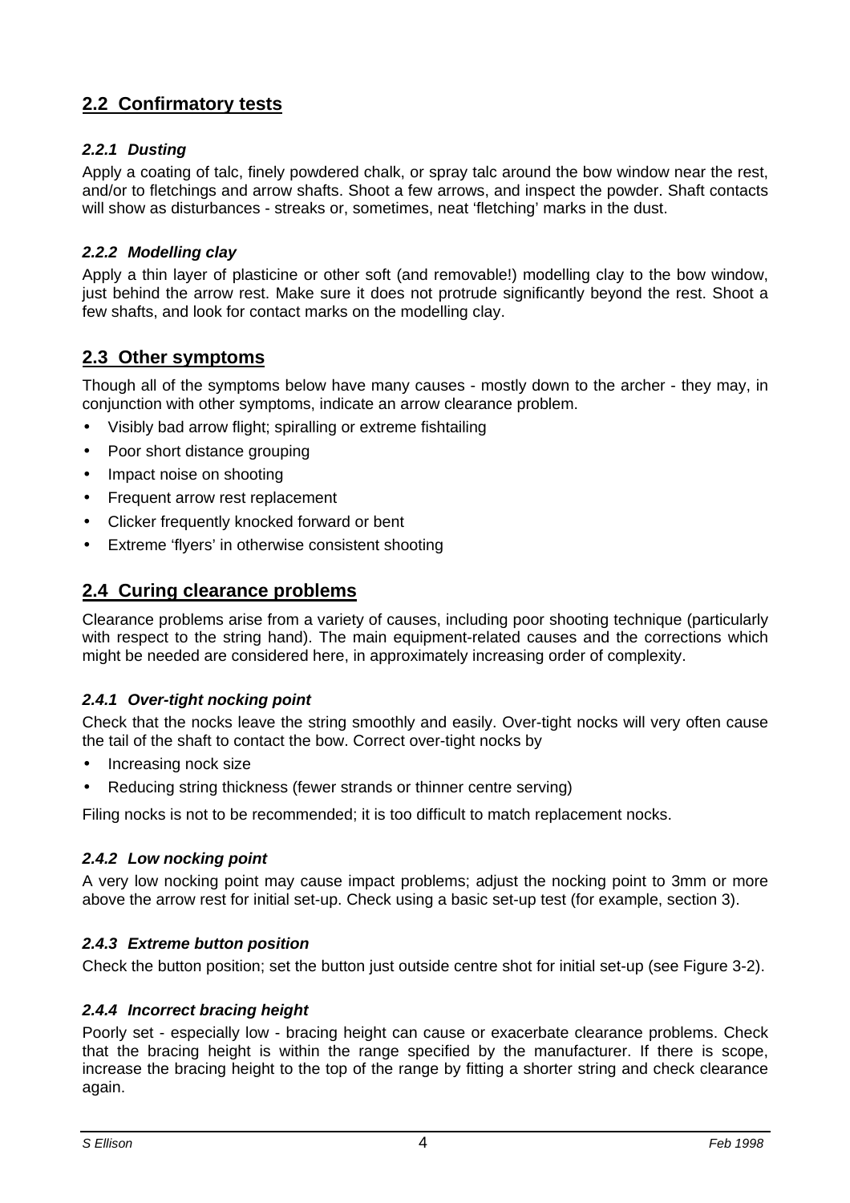## 2.2 Confirmatory tests

### *2.2.1 Dusting*

Apply a coating of talc, finely powdered chalk, or spray talc around the bow window near the rest, and/or to fletchings and arrow shafts. Shoot a few arrows, and inspect the powder. Shaft contacts will show as disturbances - streaks or, sometimes, neat 'fletching' marks in the dust.

### *2.2.2 Modelling clay*

Apply a thin layer of plasticine or other soft (and removable!) modelling clay to the bow window, just behind the arrow rest. Make sure it does not protrude significantly beyond the rest. Shoot a few shafts, and look for contact marks on the modelling clay.

## 2.3 Other symptoms

Though all of the symptoms below have many causes - mostly down to the archer - they may, in conjunction with other symptoms, indicate an arrow clearance problem.

- Visibly bad arrow flight; spiralling or extreme fishtailing
- Poor short distance grouping
- Impact noise on shooting
- Frequent arrow rest replacement
- Clicker frequently knocked forward or bent
- Extreme 'flyers' in otherwise consistent shooting

## 2.4 Curing clearance problems

Clearance problems arise from a variety of causes, including poor shooting technique (particularly with respect to the string hand). The main equipment-related causes and the corrections which might be needed are considered here, in approximately increasing order of complexity.

### *2.4.1 Over-tight nocking point*

Check that the nocks leave the string smoothly and easily. Over-tight nocks will very often cause the tail of the shaft to contact the bow. Correct over-tight nocks by

- Increasing nock size
- Reducing string thickness (fewer strands or thinner centre serving)

Filing nocks is not to be recommended; it is too difficult to match replacement nocks.

### *2.4.2 Low nocking point*

A very low nocking point may cause impact problems; adjust the nocking point to 3mm or more above the arrow rest for initial set-up. Check using a basic set-up test (for example, section 3).

### *2.4.3 Extreme button position*

Check the button position; set the button just outside centre shot for initial set-up (see Figure 3-2).

### *2.4.4 Incorrect bracing height*

Poorly set - especially low - bracing height can cause or exacerbate clearance problems. Check that the bracing height is within the range specified by the manufacturer. If there is scope, increase the bracing height to the top of the range by fitting a shorter string and check clearance again.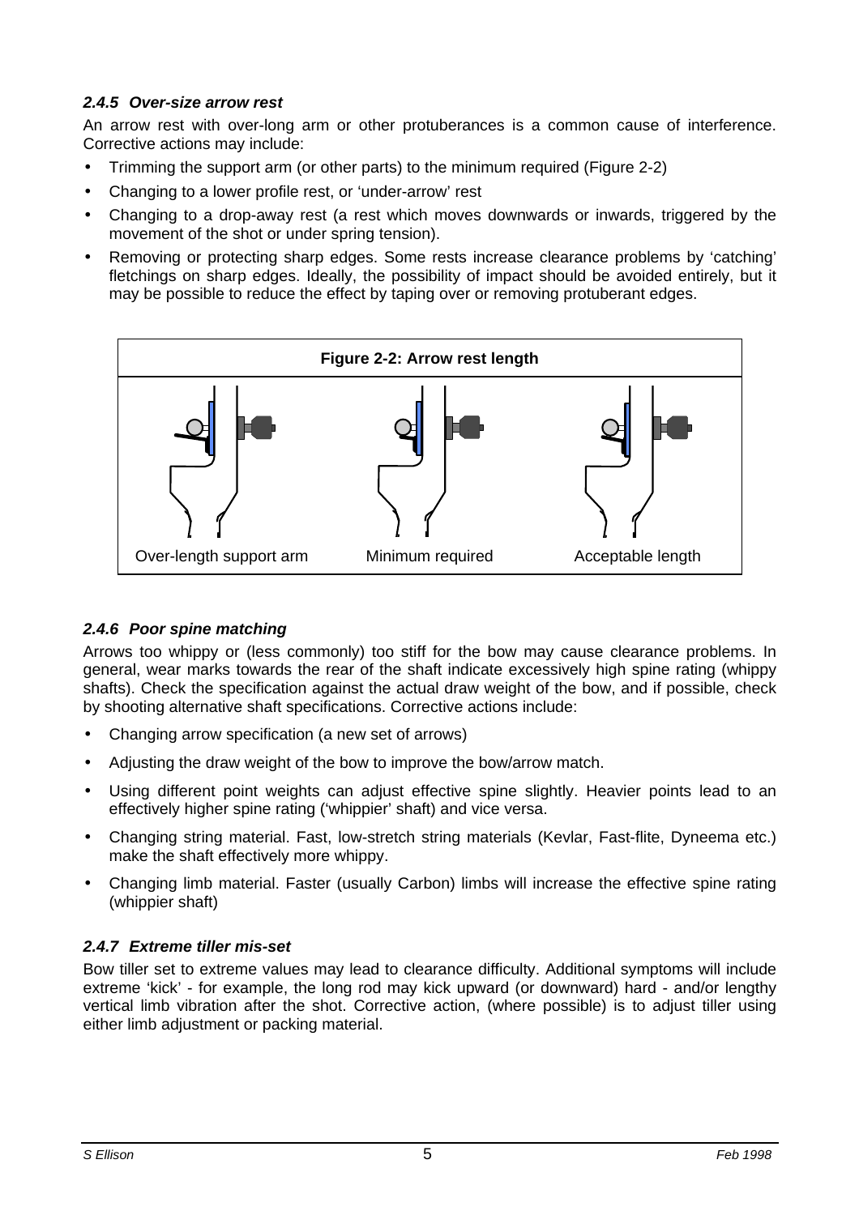### *2.4.5 Over-size arrow rest*

An arrow rest with over-long arm or other protuberances is a common cause of interference. Corrective actions may include:

- Trimming the support arm (or other parts) to the minimum required (Figure 2-2)
- Changing to a lower profile rest, or 'under-arrow' rest
- Changing to a drop-away rest (a rest which moves downwards or inwards, triggered by the movement of the shot or under spring tension).
- Removing or protecting sharp edges. Some rests increase clearance problems by 'catching' fletchings on sharp edges. Ideally, the possibility of impact should be avoided entirely, but it may be possible to reduce the effect by taping over or removing protuberant edges.

**Figure 2-2: Arrow rest length**

Over-length support arm | Minimum required | Acceptable length

### *2.4.6 Poor spine matching*

Arrows too whippy or (less commonly) too stiff for the bow may cause clearance problems. In general, wear marks towards the rear of the shaft indicate excessively high spine rating (whippy shafts). Check the specification against the actual draw weight of the bow, and if possible, check by shooting alternative shaft specifications. Corrective actions include:

- Changing arrow specification (a new set of arrows)
- Adjusting the draw weight of the bow to improve the bow/arrow match.
- Using different point weights can adjust effective spine slightly. Heavier points lead to an effectively higher spine rating ('whippier' shaft) and vice versa.
- Changing string material. Fast, low-stretch string materials (Kevlar, Fast-flite, Dyneema etc.) make the shaft effectively more whippy.
- Changing limb material. Faster (usually Carbon) limbs will increase the effective spine rating (whippier shaft)

### *2.4.7 Extreme tiller mis-set*

Bow tiller set to extreme values may lead to clearance difficulty. Additional symptoms will include extreme 'kick' - for example, the long rod may kick upward (or downward) hard - and/or lengthy vertical limb vibration after the shot. Corrective action, (where possible) is to adjust tiller using either limb adjustment or packing material.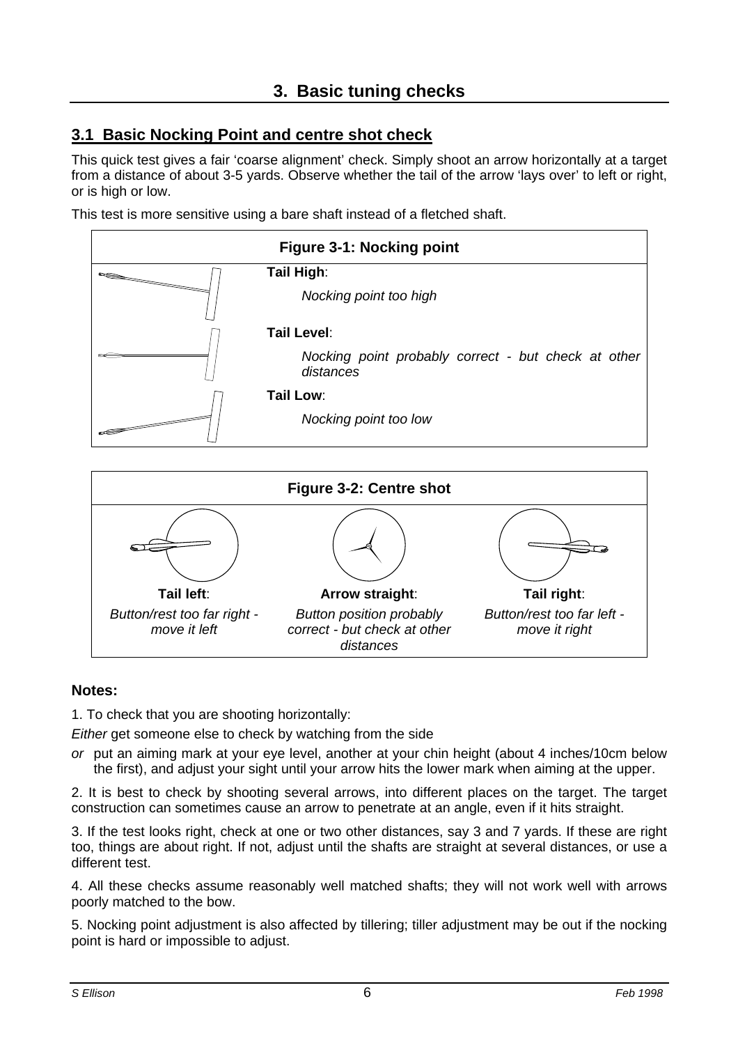# 3. Basic tuning checks

## 3.1 Basic Nocking Point and centre shot check

This quick test gives a fair 'coarse alignment' check. Simply shoot an arrow horizontally at a target from a distance of about 3-5 yards. Observe whether the tail of the arrow 'lays over' to left or right, or is high or low.

This test is more sensitive using a bare shaft instead of a fletched shaft.

**Figure 3-1: Nocking point**

**Tail High**:

*Nocking point too high*

**Tail Level**:

*Nocking point probably correct - but check at other distances*

**Tail Low**:

*Nocking point too low*

**Figure 3-2: Centre shot**

| **Tail left**: | **Arrow straight**: | **Tail right**: |
|---|---|---|
| *Button/rest too far right - move it left* | *Button position probably correct - but check at other distances* | *Button/rest too far left - move it right* |

### Notes:

1. To check that you are shooting horizontally:

*Either* get someone else to check by watching from the side

*or* put an aiming mark at your eye level, another at your chin height (about 4 inches/10cm below the first), and adjust your sight until your arrow hits the lower mark when aiming at the upper.

2. It is best to check by shooting several arrows, into different places on the target. The target construction can sometimes cause an arrow to penetrate at an angle, even if it hits straight.

3. If the test looks right, check at one or two other distances, say 3 and 7 yards. If these are right too, things are about right. If not, adjust until the shafts are straight at several distances, or use a different test.

4. All these checks assume reasonably well matched shafts; they will not work well with arrows poorly matched to the bow.

5. Nocking point adjustment is also affected by tillering; tiller adjustment may be out if the nocking point is hard or impossible to adjust.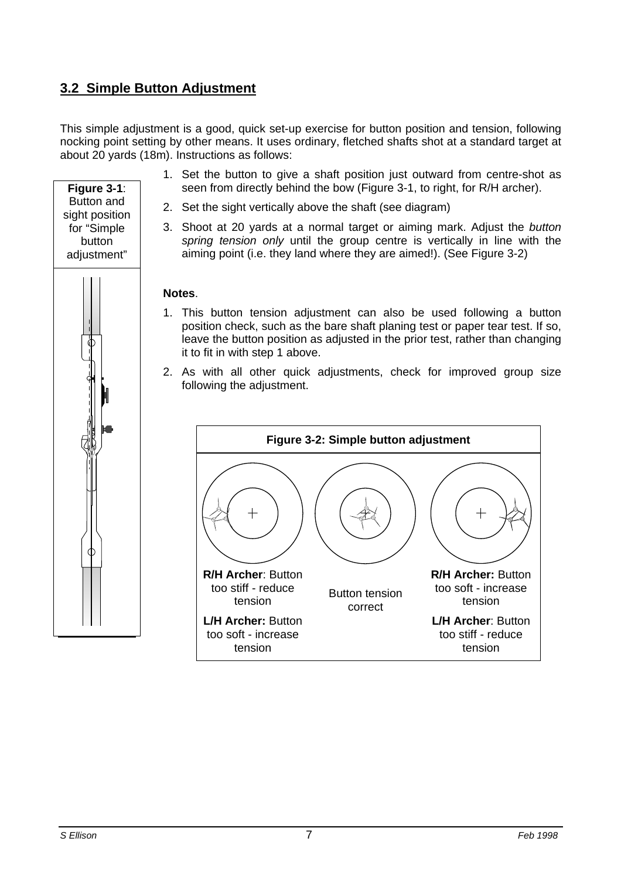## 3.2 Simple Button Adjustment

This simple adjustment is a good, quick set-up exercise for button position and tension, following nocking point setting by other means. It uses ordinary, fletched shafts shot at a standard target at about 20 yards (18m). Instructions as follows:

**Figure 3-1**: Button and sight position for "Simple button adjustment"

1. Set the button to give a shaft position just outward from centre-shot as seen from directly behind the bow (Figure 3-1, to right, for R/H archer).
2. Set the sight vertically above the shaft (see diagram)
3. Shoot at 20 yards at a normal target or aiming mark. Adjust the *button spring tension only* until the group centre is vertically in line with the aiming point (i.e. they land where they are aimed!). (See Figure 3-2)

**Notes**.

1. This button tension adjustment can also be used following a button position check, such as the bare shaft planing test or paper tear test. If so, leave the button position as adjusted in the prior test, rather than changing it to fit in with step 1 above.
2. As with all other quick adjustments, check for improved group size following the adjustment.

**Figure 3-2: Simple button adjustment**

| **R/H Archer**: Button too stiff - reduce tension<br>**L/H Archer:** Button too soft - increase tension | Button tension correct | **R/H Archer:** Button too soft - increase tension<br>**L/H Archer**: Button too stiff - reduce tension |
|---|---|---|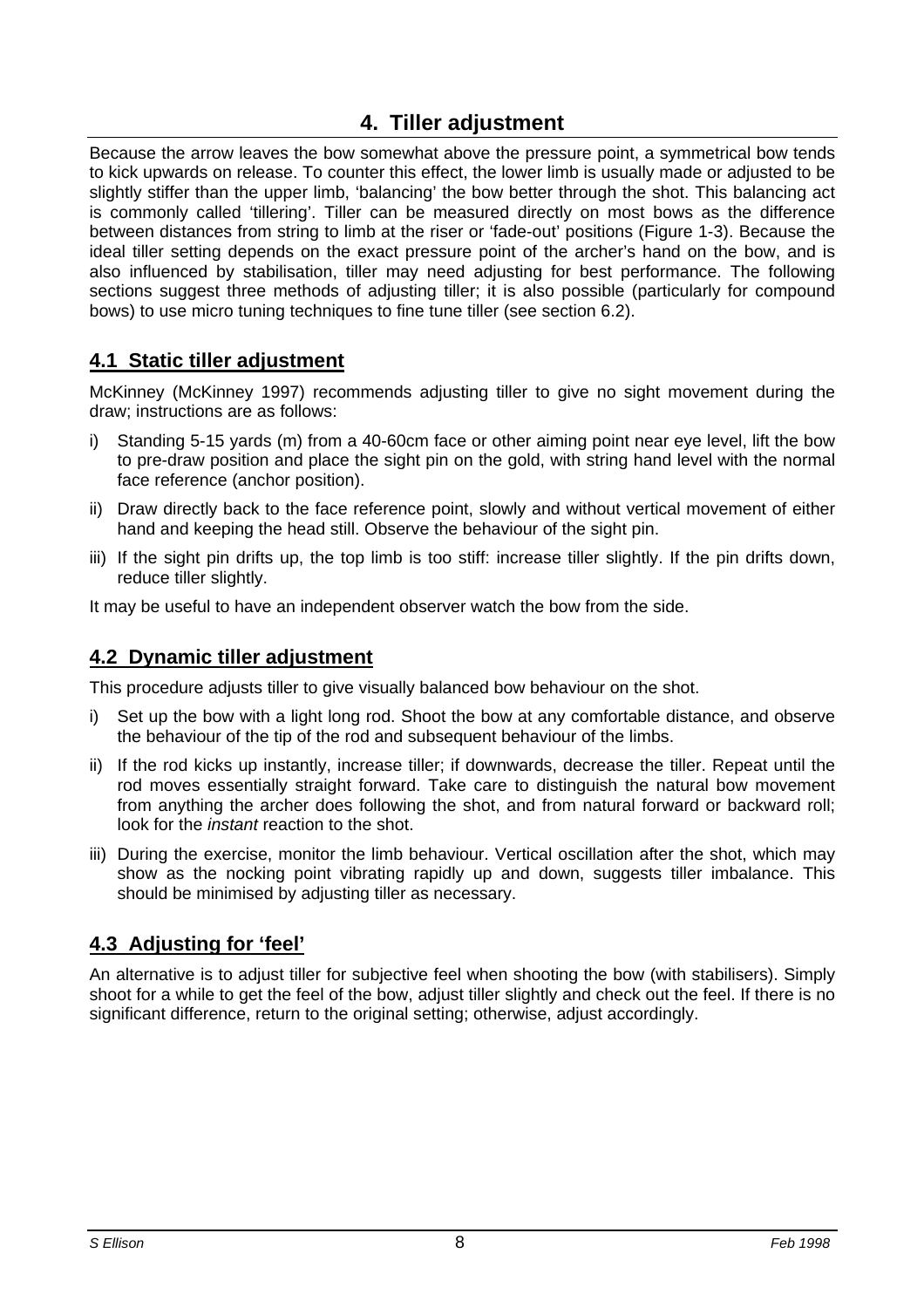# 4. Tiller adjustment

Because the arrow leaves the bow somewhat above the pressure point, a symmetrical bow tends to kick upwards on release. To counter this effect, the lower limb is usually made or adjusted to be slightly stiffer than the upper limb, 'balancing' the bow better through the shot. This balancing act is commonly called 'tillering'. Tiller can be measured directly on most bows as the difference between distances from string to limb at the riser or 'fade-out' positions (Figure 1-3). Because the ideal tiller setting depends on the exact pressure point of the archer's hand on the bow, and is also influenced by stabilisation, tiller may need adjusting for best performance. The following sections suggest three methods of adjusting tiller; it is also possible (particularly for compound bows) to use micro tuning techniques to fine tune tiller (see section 6.2).

## 4.1 Static tiller adjustment

McKinney (McKinney 1997) recommends adjusting tiller to give no sight movement during the draw; instructions are as follows:

i) Standing 5-15 yards (m) from a 40-60cm face or other aiming point near eye level, lift the bow to pre-draw position and place the sight pin on the gold, with string hand level with the normal face reference (anchor position).

ii) Draw directly back to the face reference point, slowly and without vertical movement of either hand and keeping the head still. Observe the behaviour of the sight pin.

iii) If the sight pin drifts up, the top limb is too stiff: increase tiller slightly. If the pin drifts down, reduce tiller slightly.

It may be useful to have an independent observer watch the bow from the side.

## 4.2 Dynamic tiller adjustment

This procedure adjusts tiller to give visually balanced bow behaviour on the shot.

i) Set up the bow with a light long rod. Shoot the bow at any comfortable distance, and observe the behaviour of the tip of the rod and subsequent behaviour of the limbs.

ii) If the rod kicks up instantly, increase tiller; if downwards, decrease the tiller. Repeat until the rod moves essentially straight forward. Take care to distinguish the natural bow movement from anything the archer does following the shot, and from natural forward or backward roll; look for the *instant* reaction to the shot.

iii) During the exercise, monitor the limb behaviour. Vertical oscillation after the shot, which may show as the nocking point vibrating rapidly up and down, suggests tiller imbalance. This should be minimised by adjusting tiller as necessary.

## 4.3 Adjusting for 'feel'

An alternative is to adjust tiller for subjective feel when shooting the bow (with stabilisers). Simply shoot for a while to get the feel of the bow, adjust tiller slightly and check out the feel. If there is no significant difference, return to the original setting; otherwise, adjust accordingly.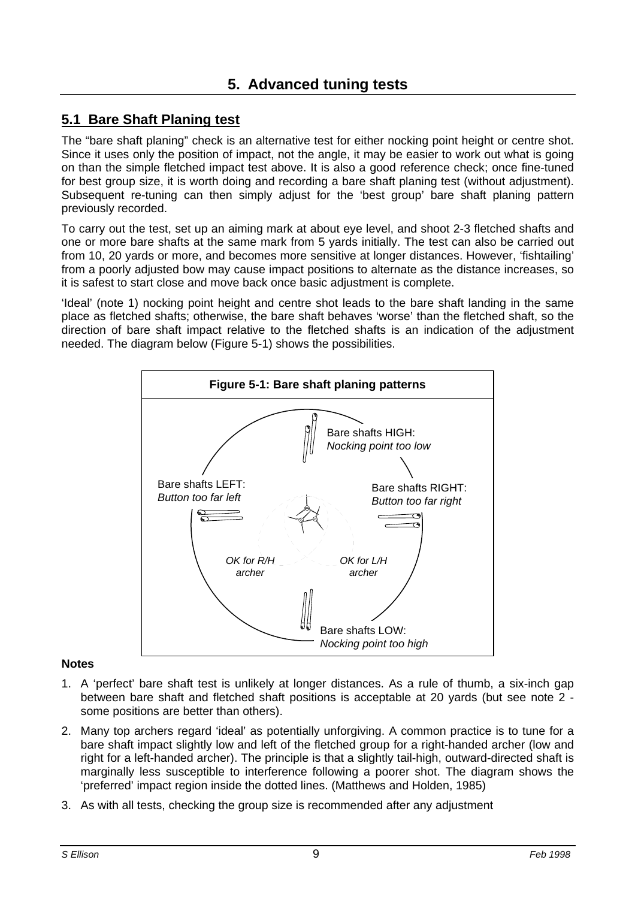# 5. Advanced tuning tests

## 5.1 Bare Shaft Planing test

The "bare shaft planing" check is an alternative test for either nocking point height or centre shot. Since it uses only the position of impact, not the angle, it may be easier to work out what is going on than the simple fletched impact test above. It is also a good reference check; once fine-tuned for best group size, it is worth doing and recording a bare shaft planing test (without adjustment). Subsequent re-tuning can then simply adjust for the 'best group' bare shaft planing pattern previously recorded.

To carry out the test, set up an aiming mark at about eye level, and shoot 2-3 fletched shafts and one or more bare shafts at the same mark from 5 yards initially. The test can also be carried out from 10, 20 yards or more, and becomes more sensitive at longer distances. However, 'fishtailing' from a poorly adjusted bow may cause impact positions to alternate as the distance increases, so it is safest to start close and move back once basic adjustment is complete.

'Ideal' (note 1) nocking point height and centre shot leads to the bare shaft landing in the same place as fletched shafts; otherwise, the bare shaft behaves 'worse' than the fletched shaft, so the direction of bare shaft impact relative to the fletched shafts is an indication of the adjustment needed. The diagram below (Figure 5-1) shows the possibilities.

**Figure 5-1: Bare shaft planing patterns**

Bare shafts HIGH: *Nocking point too low*

Bare shafts LEFT: *Button too far left*

Bare shafts RIGHT: *Button too far right*

*OK for R/H archer*

*OK for L/H archer*

Bare shafts LOW: *Nocking point too high*

**Notes**

1. A 'perfect' bare shaft test is unlikely at longer distances. As a rule of thumb, a six-inch gap between bare shaft and fletched shaft positions is acceptable at 20 yards (but see note 2 - some positions are better than others).
2. Many top archers regard 'ideal' as potentially unforgiving. A common practice is to tune for a bare shaft impact slightly low and left of the fletched group for a right-handed archer (low and right for a left-handed archer). The principle is that a slightly tail-high, outward-directed shaft is marginally less susceptible to interference following a poorer shot. The diagram shows the 'preferred' impact region inside the dotted lines. (Matthews and Holden, 1985)
3. As with all tests, checking the group size is recommended after any adjustment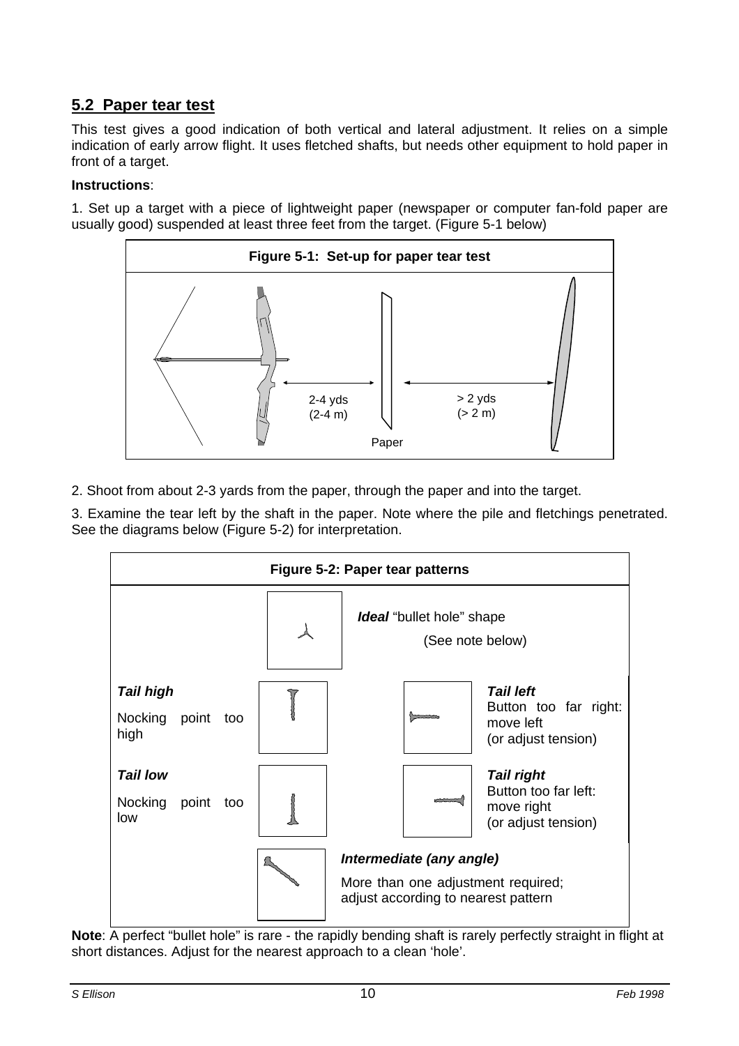## 5.2 Paper tear test

This test gives a good indication of both vertical and lateral adjustment. It relies on a simple indication of early arrow flight. It uses fletched shafts, but needs other equipment to hold paper in front of a target.

**Instructions**:

1. Set up a target with a piece of lightweight paper (newspaper or computer fan-fold paper are usually good) suspended at least three feet from the target. (Figure 5-1 below)

**Figure 5-1: Set-up for paper tear test**

2-4 yds (2-4 m) | Paper | > 2 yds (> 2 m)

2. Shoot from about 2-3 yards from the paper, through the paper and into the target.

3. Examine the tear left by the shaft in the paper. Note where the pile and fletchings penetrated. See the diagrams below (Figure 5-2) for interpretation.

**Figure 5-2: Paper tear patterns**

***Ideal*** "bullet hole" shape (See note below)

***Tail high*** Nocking point too high

***Tail left*** Button too far right: move left (or adjust tension)

***Tail low*** Nocking point too low

***Tail right*** Button too far left: move right (or adjust tension)

***Intermediate (any angle)*** More than one adjustment required; adjust according to nearest pattern

**Note**: A perfect "bullet hole" is rare - the rapidly bending shaft is rarely perfectly straight in flight at short distances. Adjust for the nearest approach to a clean 'hole'.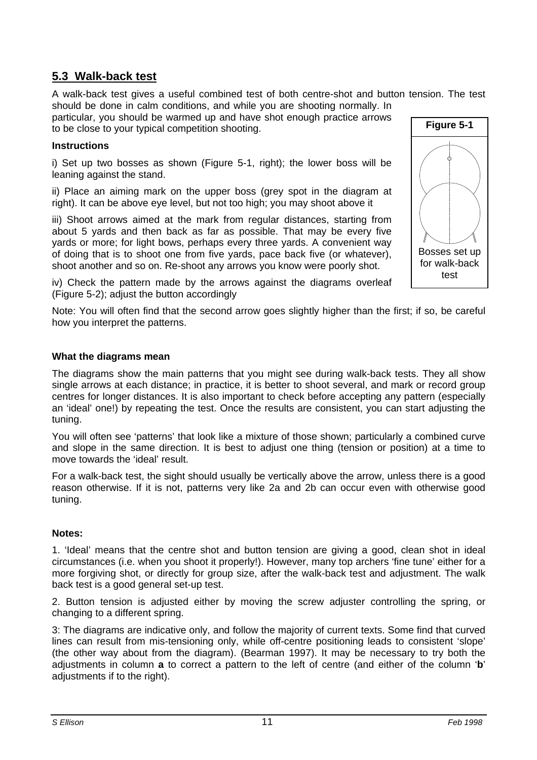## 5.3 Walk-back test

A walk-back test gives a useful combined test of both centre-shot and button tension. The test should be done in calm conditions, and while you are shooting normally. In particular, you should be warmed up and have shot enough practice arrows to be close to your typical competition shooting.

**Figure 5-1**

Bosses set up for walk-back test

**Instructions**

i) Set up two bosses as shown (Figure 5-1, right); the lower boss will be leaning against the stand.

ii) Place an aiming mark on the upper boss (grey spot in the diagram at right). It can be above eye level, but not too high; you may shoot above it

iii) Shoot arrows aimed at the mark from regular distances, starting from about 5 yards and then back as far as possible. That may be every five yards or more; for light bows, perhaps every three yards. A convenient way of doing that is to shoot one from five yards, pace back five (or whatever), shoot another and so on. Re-shoot any arrows you know were poorly shot.

iv) Check the pattern made by the arrows against the diagrams overleaf (Figure 5-2); adjust the button accordingly

Note: You will often find that the second arrow goes slightly higher than the first; if so, be careful how you interpret the patterns.

**What the diagrams mean**

The diagrams show the main patterns that you might see during walk-back tests. They all show single arrows at each distance; in practice, it is better to shoot several, and mark or record group centres for longer distances. It is also important to check before accepting any pattern (especially an 'ideal' one!) by repeating the test. Once the results are consistent, you can start adjusting the tuning.

You will often see 'patterns' that look like a mixture of those shown; particularly a combined curve and slope in the same direction. It is best to adjust one thing (tension or position) at a time to move towards the 'ideal' result.

For a walk-back test, the sight should usually be vertically above the arrow, unless there is a good reason otherwise. If it is not, patterns very like 2a and 2b can occur even with otherwise good tuning.

**Notes:**

1. 'Ideal' means that the centre shot and button tension are giving a good, clean shot in ideal circumstances (i.e. when you shoot it properly!). However, many top archers 'fine tune' either for a more forgiving shot, or directly for group size, after the walk-back test and adjustment. The walk back test is a good general set-up test.

2. Button tension is adjusted either by moving the screw adjuster controlling the spring, or changing to a different spring.

3: The diagrams are indicative only, and follow the majority of current texts. Some find that curved lines can result from mis-tensioning only, while off-centre positioning leads to consistent 'slope' (the other way about from the diagram). (Bearman 1997). It may be necessary to try both the adjustments in column **a** to correct a pattern to the left of centre (and either of the column '**b**' adjustments if to the right).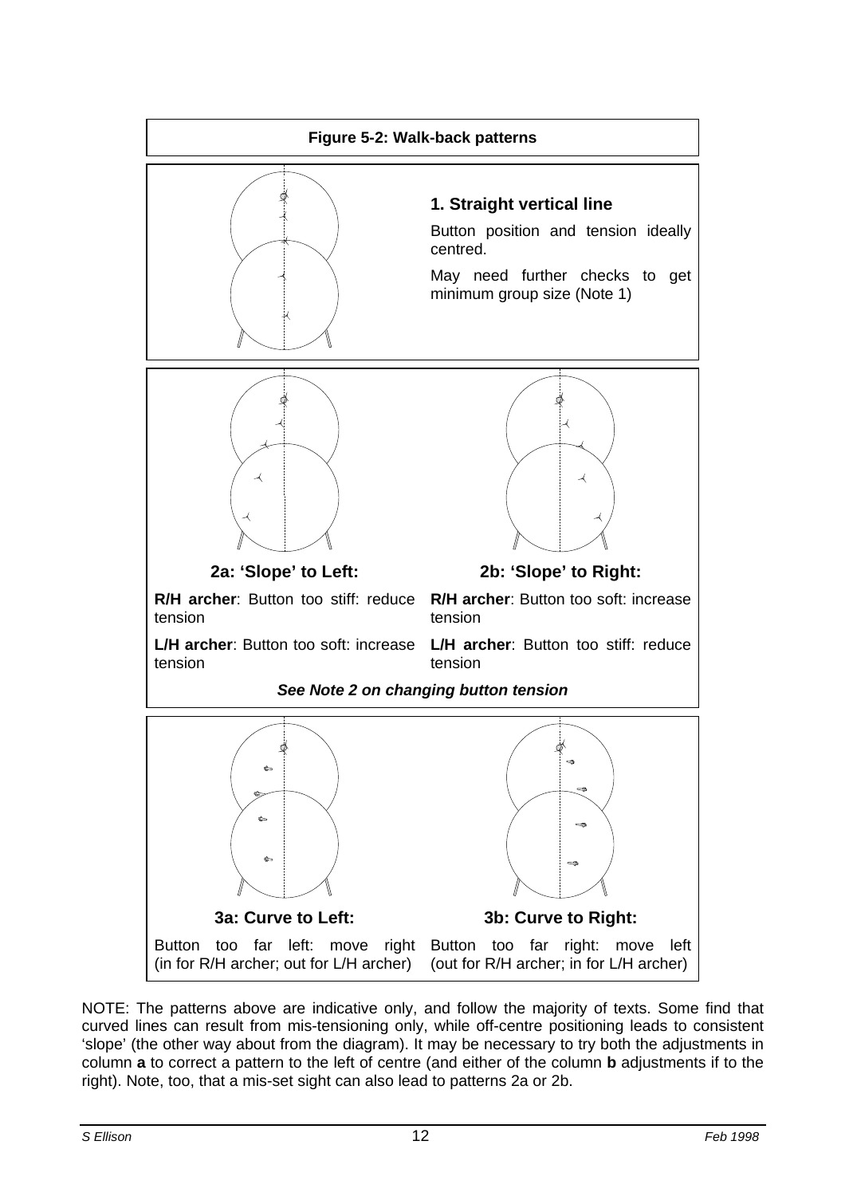**Figure 5-2: Walk-back patterns**

### 1. Straight vertical line

Button position and tension ideally centred.

May need further checks to get minimum group size (Note 1)

**2a: 'Slope' to Left:**

**R/H archer**: Button too stiff: reduce tension

**L/H archer**: Button too soft: increase tension

**2b: 'Slope' to Right:**

**R/H archer**: Button too soft: increase tension

**L/H archer**: Button too stiff: reduce tension

***See Note 2 on changing button tension***

**3a: Curve to Left:**

Button too far left: move right (in for R/H archer; out for L/H archer)

**3b: Curve to Right:**

Button too far right: move left (out for R/H archer; in for L/H archer)

NOTE: The patterns above are indicative only, and follow the majority of texts. Some find that curved lines can result from mis-tensioning only, while off-centre positioning leads to consistent 'slope' (the other way about from the diagram). It may be necessary to try both the adjustments in column **a** to correct a pattern to the left of centre (and either of the column **b** adjustments if to the right). Note, too, that a mis-set sight can also lead to patterns 2a or 2b.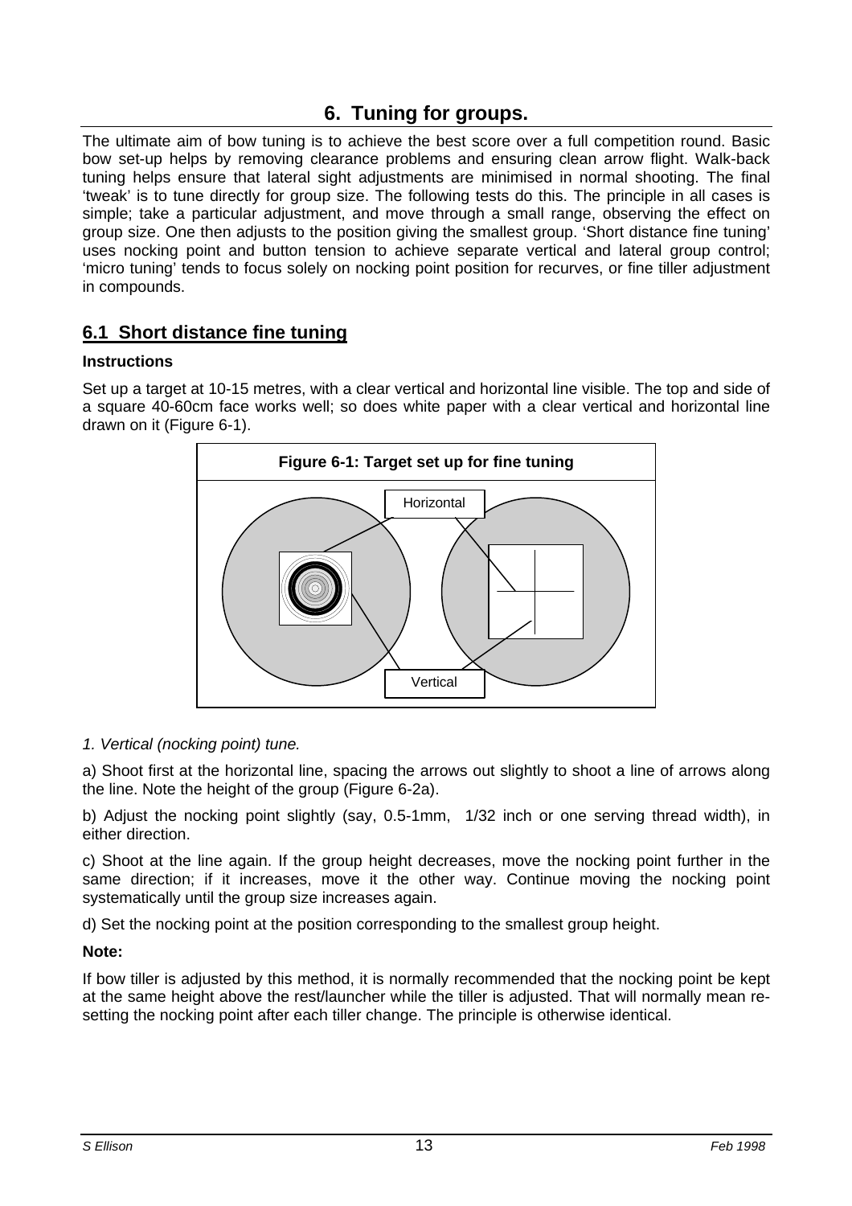## 6. Tuning for groups.

The ultimate aim of bow tuning is to achieve the best score over a full competition round. Basic bow set-up helps by removing clearance problems and ensuring clean arrow flight. Walk-back tuning helps ensure that lateral sight adjustments are minimised in normal shooting. The final 'tweak' is to tune directly for group size. The following tests do this. The principle in all cases is simple; take a particular adjustment, and move through a small range, observing the effect on group size. One then adjusts to the position giving the smallest group. 'Short distance fine tuning' uses nocking point and button tension to achieve separate vertical and lateral group control; 'micro tuning' tends to focus solely on nocking point position for recurves, or fine tiller adjustment in compounds.

### 6.1 Short distance fine tuning

**Instructions**

Set up a target at 10-15 metres, with a clear vertical and horizontal line visible. The top and side of a square 40-60cm face works well; so does white paper with a clear vertical and horizontal line drawn on it (Figure 6-1).

**Figure 6-1: Target set up for fine tuning**

Horizontal

Vertical

*1. Vertical (nocking point) tune.*

a) Shoot first at the horizontal line, spacing the arrows out slightly to shoot a line of arrows along the line. Note the height of the group (Figure 6-2a).

b) Adjust the nocking point slightly (say, 0.5-1mm, 1/32 inch or one serving thread width), in either direction.

c) Shoot at the line again. If the group height decreases, move the nocking point further in the same direction; if it increases, move it the other way. Continue moving the nocking point systematically until the group size increases again.

d) Set the nocking point at the position corresponding to the smallest group height.

**Note:**

If bow tiller is adjusted by this method, it is normally recommended that the nocking point be kept at the same height above the rest/launcher while the tiller is adjusted. That will normally mean re-setting the nocking point after each tiller change. The principle is otherwise identical.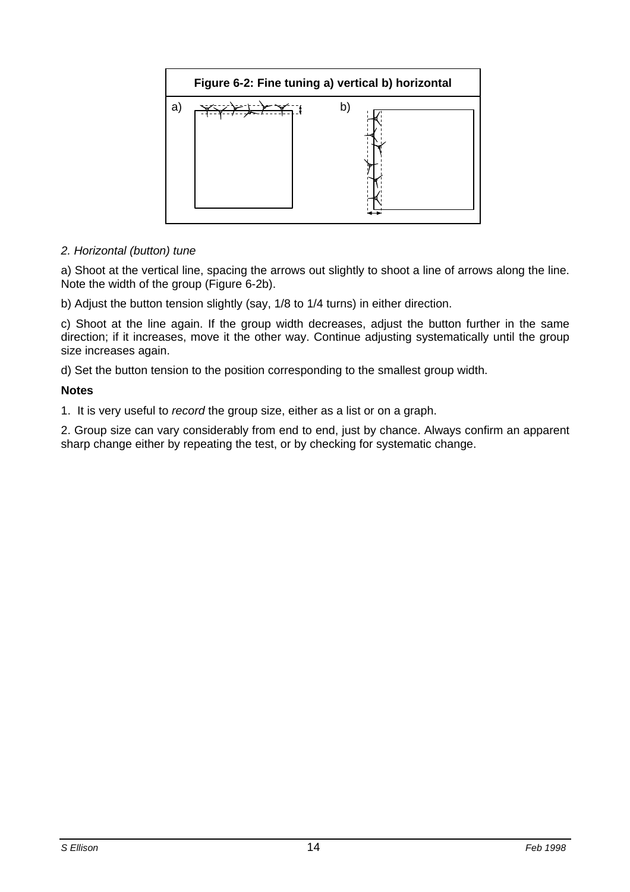**Figure 6-2: Fine tuning a) vertical b) horizontal**

a) b)

*2. Horizontal (button) tune*

a) Shoot at the vertical line, spacing the arrows out slightly to shoot a line of arrows along the line. Note the width of the group (Figure 6-2b).

b) Adjust the button tension slightly (say, 1/8 to 1/4 turns) in either direction.

c) Shoot at the line again. If the group width decreases, adjust the button further in the same direction; if it increases, move it the other way. Continue adjusting systematically until the group size increases again.

d) Set the button tension to the position corresponding to the smallest group width.

**Notes**

1. It is very useful to *record* the group size, either as a list or on a graph.

2. Group size can vary considerably from end to end, just by chance. Always confirm an apparent sharp change either by repeating the test, or by checking for systematic change.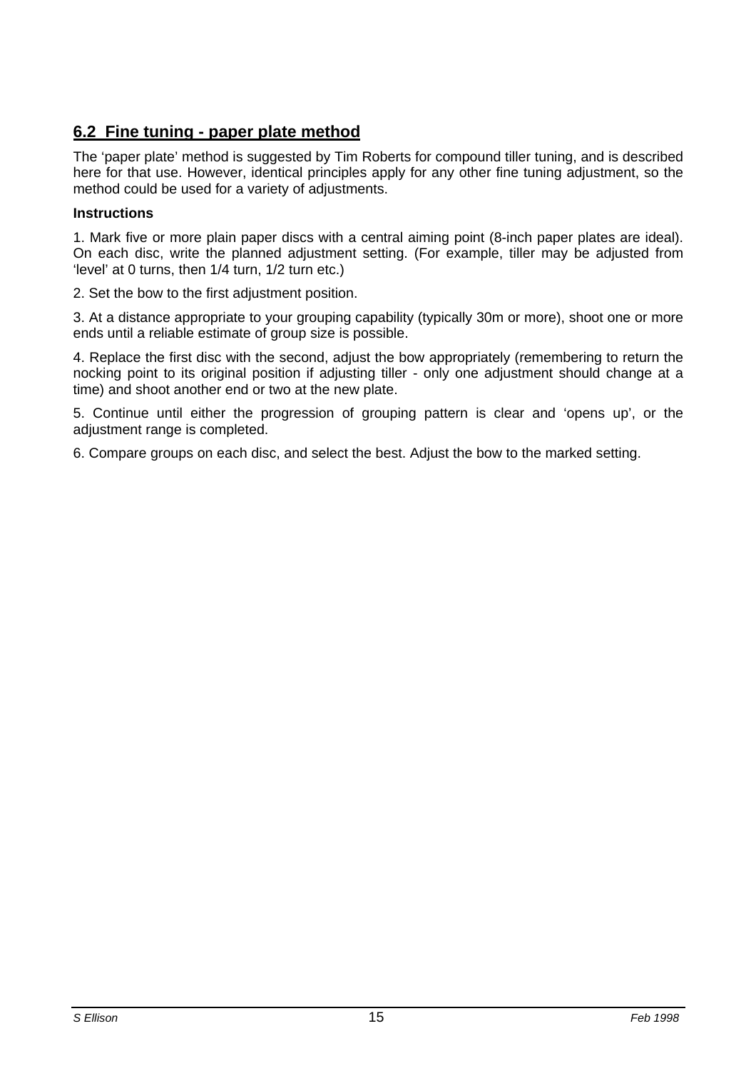## 6.2 Fine tuning - paper plate method

The 'paper plate' method is suggested by Tim Roberts for compound tiller tuning, and is described here for that use. However, identical principles apply for any other fine tuning adjustment, so the method could be used for a variety of adjustments.

**Instructions**

1. Mark five or more plain paper discs with a central aiming point (8-inch paper plates are ideal). On each disc, write the planned adjustment setting. (For example, tiller may be adjusted from 'level' at 0 turns, then 1/4 turn, 1/2 turn etc.)

2. Set the bow to the first adjustment position.

3. At a distance appropriate to your grouping capability (typically 30m or more), shoot one or more ends until a reliable estimate of group size is possible.

4. Replace the first disc with the second, adjust the bow appropriately (remembering to return the nocking point to its original position if adjusting tiller - only one adjustment should change at a time) and shoot another end or two at the new plate.

5. Continue until either the progression of grouping pattern is clear and 'opens up', or the adjustment range is completed.

6. Compare groups on each disc, and select the best. Adjust the bow to the marked setting.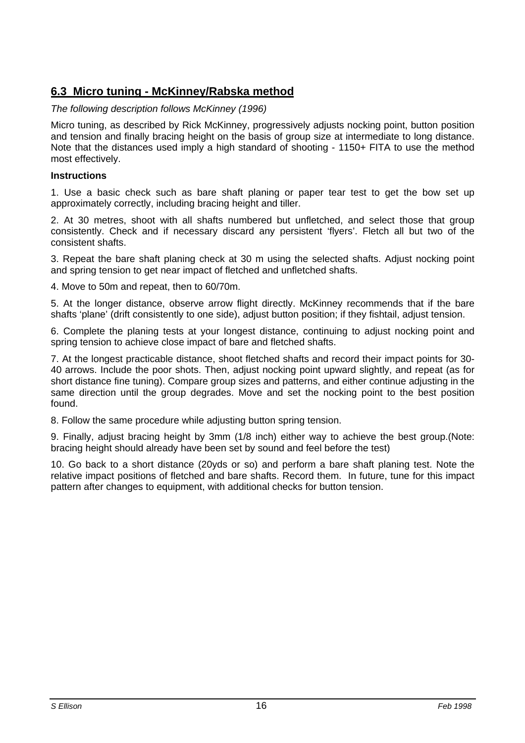## 6.3 Micro tuning - McKinney/Rabska method

*The following description follows McKinney (1996)*

Micro tuning, as described by Rick McKinney, progressively adjusts nocking point, button position and tension and finally bracing height on the basis of group size at intermediate to long distance. Note that the distances used imply a high standard of shooting - 1150+ FITA to use the method most effectively.

**Instructions**

1. Use a basic check such as bare shaft planing or paper tear test to get the bow set up approximately correctly, including bracing height and tiller.

2. At 30 metres, shoot with all shafts numbered but unfletched, and select those that group consistently. Check and if necessary discard any persistent 'flyers'. Fletch all but two of the consistent shafts.

3. Repeat the bare shaft planing check at 30 m using the selected shafts. Adjust nocking point and spring tension to get near impact of fletched and unfletched shafts.

4. Move to 50m and repeat, then to 60/70m.

5. At the longer distance, observe arrow flight directly. McKinney recommends that if the bare shafts 'plane' (drift consistently to one side), adjust button position; if they fishtail, adjust tension.

6. Complete the planing tests at your longest distance, continuing to adjust nocking point and spring tension to achieve close impact of bare and fletched shafts.

7. At the longest practicable distance, shoot fletched shafts and record their impact points for 30-40 arrows. Include the poor shots. Then, adjust nocking point upward slightly, and repeat (as for short distance fine tuning). Compare group sizes and patterns, and either continue adjusting in the same direction until the group degrades. Move and set the nocking point to the best position found.

8. Follow the same procedure while adjusting button spring tension.

9. Finally, adjust bracing height by 3mm (1/8 inch) either way to achieve the best group.(Note: bracing height should already have been set by sound and feel before the test)

10. Go back to a short distance (20yds or so) and perform a bare shaft planing test. Note the relative impact positions of fletched and bare shafts. Record them. In future, tune for this impact pattern after changes to equipment, with additional checks for button tension.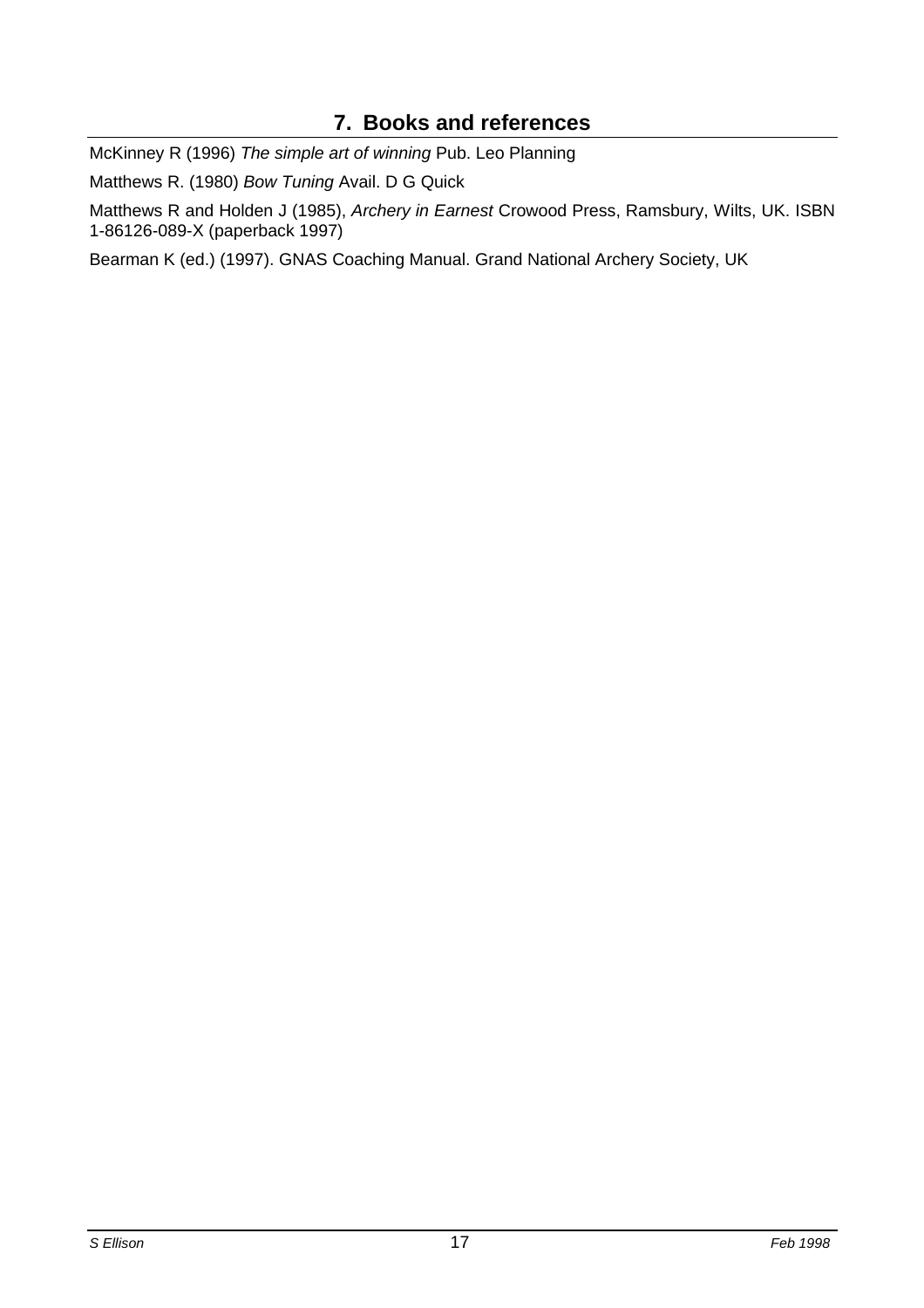## 7. Books and references

McKinney R (1996) *The simple art of winning* Pub. Leo Planning

Matthews R. (1980) *Bow Tuning* Avail. D G Quick

Matthews R and Holden J (1985), *Archery in Earnest* Crowood Press, Ramsbury, Wilts, UK. ISBN 1-86126-089-X (paperback 1997)

Bearman K (ed.) (1997). GNAS Coaching Manual. Grand National Archery Society, UK